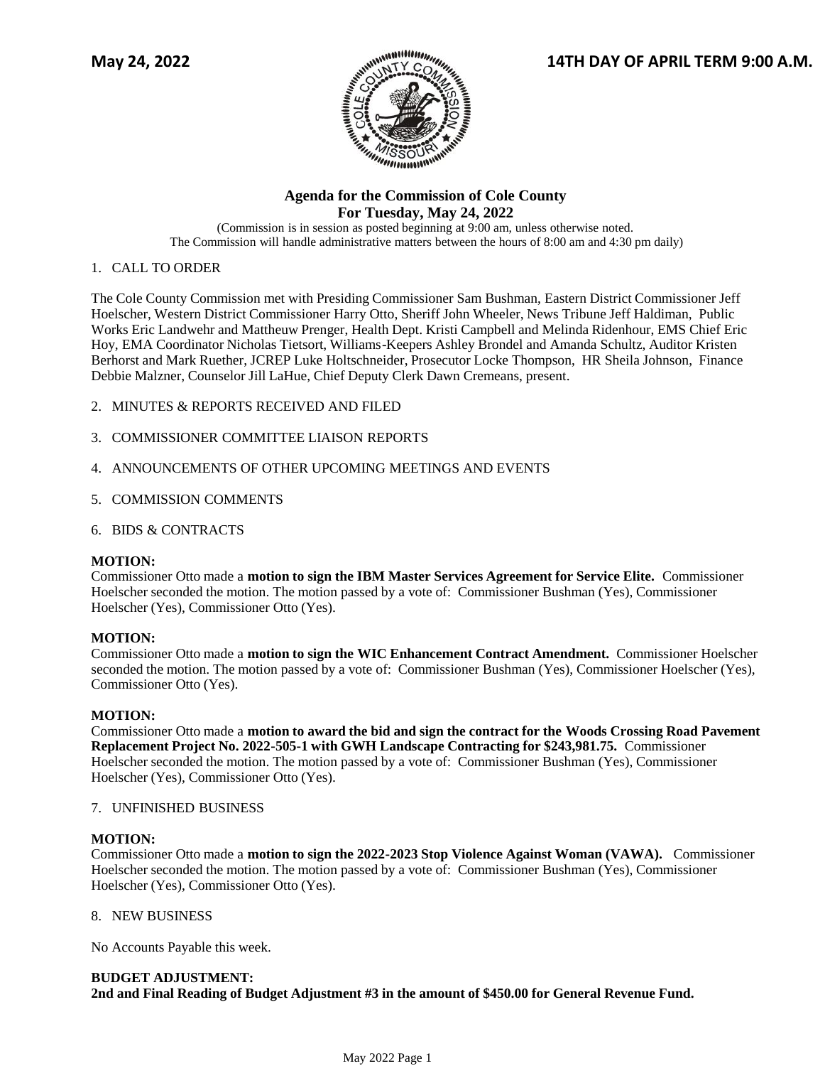**May 24, 2022** **14TH DAY OF APRIL TERM 9:00 A.M.**

## Agenda for the Commission of Cole County
## For Tuesday, May 24, 2022

(Commission is in session as posted beginning at 9:00 am, unless otherwise noted.
The Commission will handle administrative matters between the hours of 8:00 am and 4:30 pm daily)

1. CALL TO ORDER

The Cole County Commission met with Presiding Commissioner Sam Bushman, Eastern District Commissioner Jeff Hoelscher, Western District Commissioner Harry Otto, Sheriff John Wheeler, News Tribune Jeff Haldiman, Public Works Eric Landwehr and Mattheuw Prenger, Health Dept. Kristi Campbell and Melinda Ridenhour, EMS Chief Eric Hoy, EMA Coordinator Nicholas Tietsort, Williams-Keepers Ashley Brondel and Amanda Schultz, Auditor Kristen Berhorst and Mark Ruether, JCREP Luke Holtschneider, Prosecutor Locke Thompson, HR Sheila Johnson, Finance Debbie Malzner, Counselor Jill LaHue, Chief Deputy Clerk Dawn Cremeans, present.

2. MINUTES & REPORTS RECEIVED AND FILED

3. COMMISSIONER COMMITTEE LIAISON REPORTS

4. ANNOUNCEMENTS OF OTHER UPCOMING MEETINGS AND EVENTS

5. COMMISSION COMMENTS

6. BIDS & CONTRACTS

**MOTION:**
Commissioner Otto made a **motion to sign the IBM Master Services Agreement for Service Elite.** Commissioner Hoelscher seconded the motion. The motion passed by a vote of: Commissioner Bushman (Yes), Commissioner Hoelscher (Yes), Commissioner Otto (Yes).

**MOTION:**
Commissioner Otto made a **motion to sign the WIC Enhancement Contract Amendment.** Commissioner Hoelscher seconded the motion. The motion passed by a vote of: Commissioner Bushman (Yes), Commissioner Hoelscher (Yes), Commissioner Otto (Yes).

**MOTION:**
Commissioner Otto made a **motion to award the bid and sign the contract for the Woods Crossing Road Pavement Replacement Project No. 2022-505-1 with GWH Landscape Contracting for $243,981.75.** Commissioner Hoelscher seconded the motion. The motion passed by a vote of: Commissioner Bushman (Yes), Commissioner Hoelscher (Yes), Commissioner Otto (Yes).

7. UNFINISHED BUSINESS

**MOTION:**
Commissioner Otto made a **motion to sign the 2022-2023 Stop Violence Against Woman (VAWA).** Commissioner Hoelscher seconded the motion. The motion passed by a vote of: Commissioner Bushman (Yes), Commissioner Hoelscher (Yes), Commissioner Otto (Yes).

8. NEW BUSINESS

No Accounts Payable this week.

**BUDGET ADJUSTMENT:**
**2nd and Final Reading of Budget Adjustment #3 in the amount of $450.00 for General Revenue Fund.**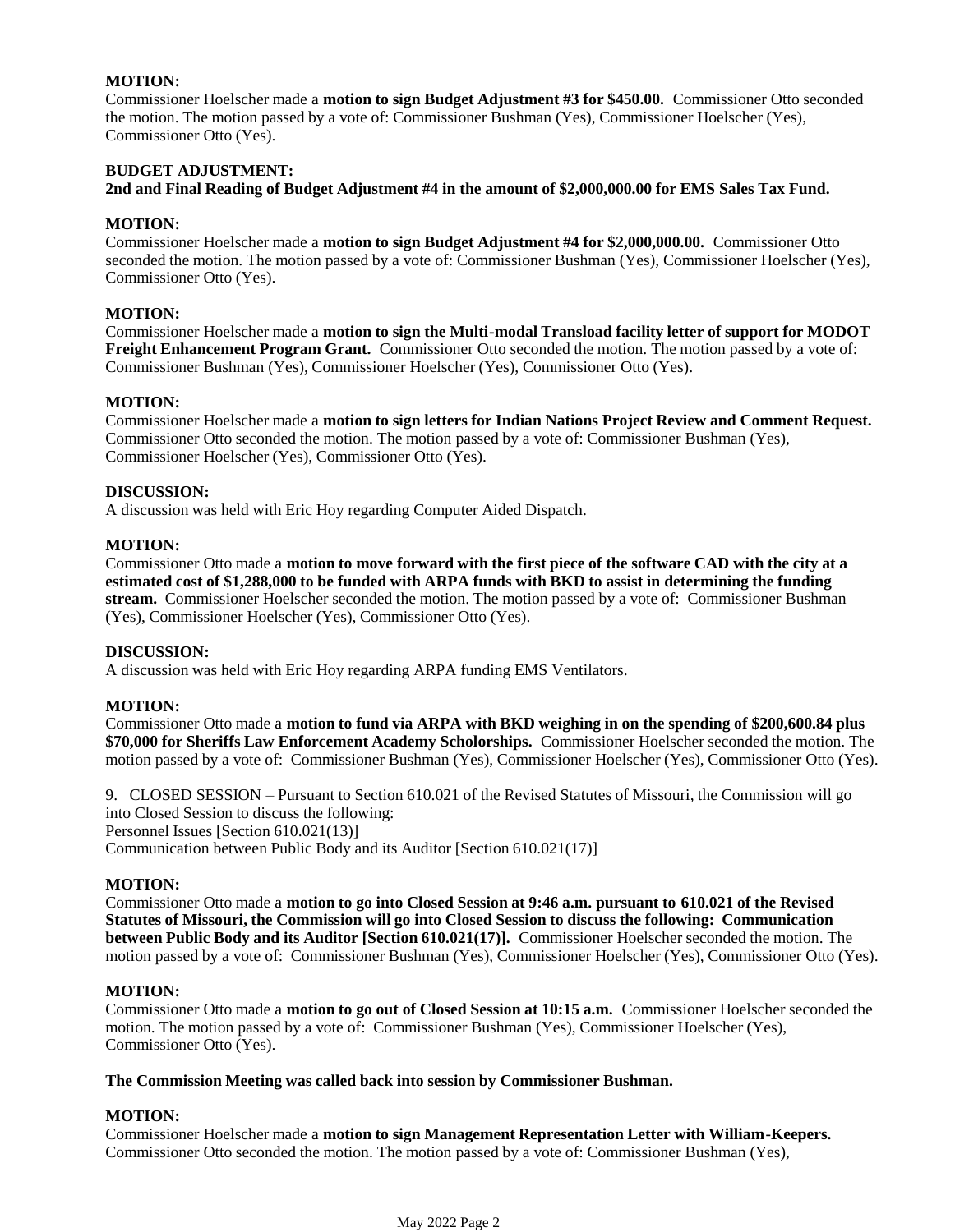**MOTION:**
Commissioner Hoelscher made a **motion to sign Budget Adjustment #3 for $450.00.** Commissioner Otto seconded the motion. The motion passed by a vote of: Commissioner Bushman (Yes), Commissioner Hoelscher (Yes), Commissioner Otto (Yes).

**BUDGET ADJUSTMENT:**
**2nd and Final Reading of Budget Adjustment #4 in the amount of $2,000,000.00 for EMS Sales Tax Fund.**

**MOTION:**
Commissioner Hoelscher made a **motion to sign Budget Adjustment #4 for $2,000,000.00.** Commissioner Otto seconded the motion. The motion passed by a vote of: Commissioner Bushman (Yes), Commissioner Hoelscher (Yes), Commissioner Otto (Yes).

**MOTION:**
Commissioner Hoelscher made a **motion to sign the Multi-modal Transload facility letter of support for MODOT Freight Enhancement Program Grant.** Commissioner Otto seconded the motion. The motion passed by a vote of: Commissioner Bushman (Yes), Commissioner Hoelscher (Yes), Commissioner Otto (Yes).

**MOTION:**
Commissioner Hoelscher made a **motion to sign letters for Indian Nations Project Review and Comment Request.** Commissioner Otto seconded the motion. The motion passed by a vote of: Commissioner Bushman (Yes), Commissioner Hoelscher (Yes), Commissioner Otto (Yes).

**DISCUSSION:**
A discussion was held with Eric Hoy regarding Computer Aided Dispatch.

**MOTION:**
Commissioner Otto made a **motion to move forward with the first piece of the software CAD with the city at a estimated cost of $1,288,000 to be funded with ARPA funds with BKD to assist in determining the funding stream.** Commissioner Hoelscher seconded the motion. The motion passed by a vote of: Commissioner Bushman (Yes), Commissioner Hoelscher (Yes), Commissioner Otto (Yes).

**DISCUSSION:**
A discussion was held with Eric Hoy regarding ARPA funding EMS Ventilators.

**MOTION:**
Commissioner Otto made a **motion to fund via ARPA with BKD weighing in on the spending of $200,600.84 plus $70,000 for Sheriffs Law Enforcement Academy Scholorships.** Commissioner Hoelscher seconded the motion. The motion passed by a vote of: Commissioner Bushman (Yes), Commissioner Hoelscher (Yes), Commissioner Otto (Yes).

9. CLOSED SESSION – Pursuant to Section 610.021 of the Revised Statutes of Missouri, the Commission will go into Closed Session to discuss the following:
Personnel Issues [Section 610.021(13)]
Communication between Public Body and its Auditor [Section 610.021(17)]

**MOTION:**
Commissioner Otto made a **motion to go into Closed Session at 9:46 a.m. pursuant to 610.021 of the Revised Statutes of Missouri, the Commission will go into Closed Session to discuss the following: Communication between Public Body and its Auditor [Section 610.021(17)].** Commissioner Hoelscher seconded the motion. The motion passed by a vote of: Commissioner Bushman (Yes), Commissioner Hoelscher (Yes), Commissioner Otto (Yes).

**MOTION:**
Commissioner Otto made a **motion to go out of Closed Session at 10:15 a.m.** Commissioner Hoelscher seconded the motion. The motion passed by a vote of: Commissioner Bushman (Yes), Commissioner Hoelscher (Yes), Commissioner Otto (Yes).

**The Commission Meeting was called back into session by Commissioner Bushman.**

**MOTION:**
Commissioner Hoelscher made a **motion to sign Management Representation Letter with William-Keepers.** Commissioner Otto seconded the motion. The motion passed by a vote of: Commissioner Bushman (Yes),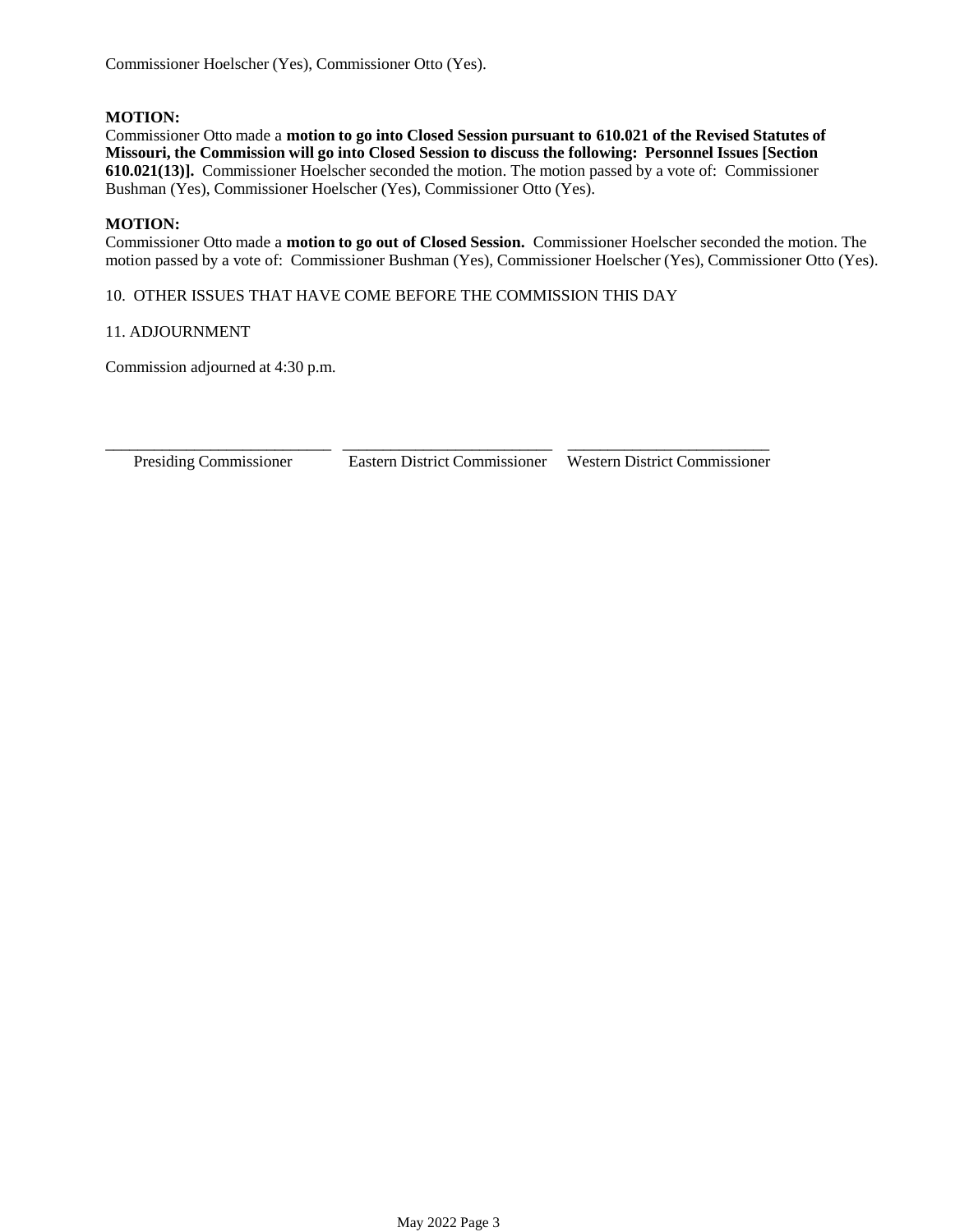Commissioner Hoelscher (Yes), Commissioner Otto (Yes).

**MOTION:**
Commissioner Otto made a **motion to go into Closed Session pursuant to 610.021 of the Revised Statutes of Missouri, the Commission will go into Closed Session to discuss the following: Personnel Issues [Section 610.021(13)].** Commissioner Hoelscher seconded the motion. The motion passed by a vote of: Commissioner Bushman (Yes), Commissioner Hoelscher (Yes), Commissioner Otto (Yes).

**MOTION:**
Commissioner Otto made a **motion to go out of Closed Session.** Commissioner Hoelscher seconded the motion. The motion passed by a vote of: Commissioner Bushman (Yes), Commissioner Hoelscher (Yes), Commissioner Otto (Yes).

10. OTHER ISSUES THAT HAVE COME BEFORE THE COMMISSION THIS DAY

11. ADJOURNMENT

Commission adjourned at 4:30 p.m.

\_\_\_\_\_\_\_\_\_\_\_\_\_\_\_\_\_\_\_\_\_\_\_\_\_\_\_\_ \_\_\_\_\_\_\_\_\_\_\_\_\_\_\_\_\_\_\_\_\_\_\_\_\_\_\_\_ \_\_\_\_\_\_\_\_\_\_\_\_\_\_\_\_\_\_\_\_\_\_\_\_\_\_\_\_

Presiding Commissioner      Eastern District Commissioner      Western District Commissioner